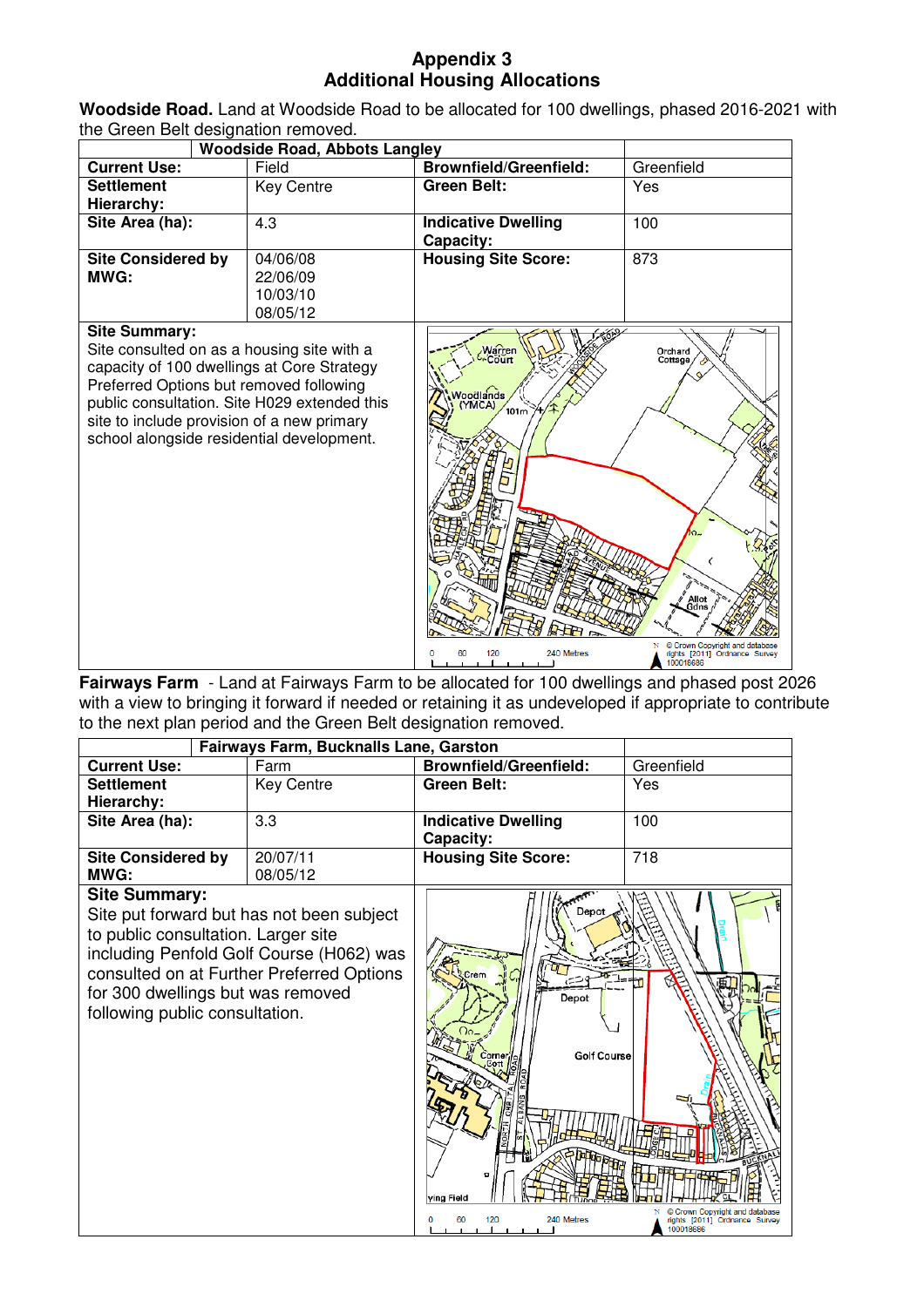## Appendix 3
## Additional Housing Allocations

**Woodside Road.** Land at Woodside Road to be allocated for 100 dwellings, phased 2016-2021 with the Green Belt designation removed.

| Woodside Road, Abbots Langley | | | |
|---|---|---|---|
| **Current Use:** | Field | **Brownfield/Greenfield:** | Greenfield |
| **Settlement Hierarchy:** | Key Centre | **Green Belt:** | Yes |
| **Site Area (ha):** | 4.3 | **Indicative Dwelling Capacity:** | 100 |
| **Site Considered by MWG:** | 04/06/08<br>22/06/09<br>10/03/10<br>08/05/12 | **Housing Site Score:** | 873 |

**Site Summary:**
Site consulted on as a housing site with a capacity of 100 dwellings at Core Strategy Preferred Options but removed following public consultation. Site H029 extended this site to include provision of a new primary school alongside residential development.

0 60 120 240 Metres

© Crown Copyright and database rights [2011] Ordnance Survey 100018686

**Fairways Farm** - Land at Fairways Farm to be allocated for 100 dwellings and phased post 2026 with a view to bringing it forward if needed or retaining it as undeveloped if appropriate to contribute to the next plan period and the Green Belt designation removed.

| Fairways Farm, Bucknalls Lane, Garston | | | |
|---|---|---|---|
| **Current Use:** | Farm | **Brownfield/Greenfield:** | Greenfield |
| **Settlement Hierarchy:** | Key Centre | **Green Belt:** | Yes |
| **Site Area (ha):** | 3.3 | **Indicative Dwelling Capacity:** | 100 |
| **Site Considered by MWG:** | 20/07/11<br>08/05/12 | **Housing Site Score:** | 718 |

**Site Summary:**
Site put forward but has not been subject to public consultation. Larger site including Penfold Golf Course (H062) was consulted on at Further Preferred Options for 300 dwellings but was removed following public consultation.

0 60 120 240 Metres

© Crown Copyright and database rights [2011] Ordnance Survey 100018686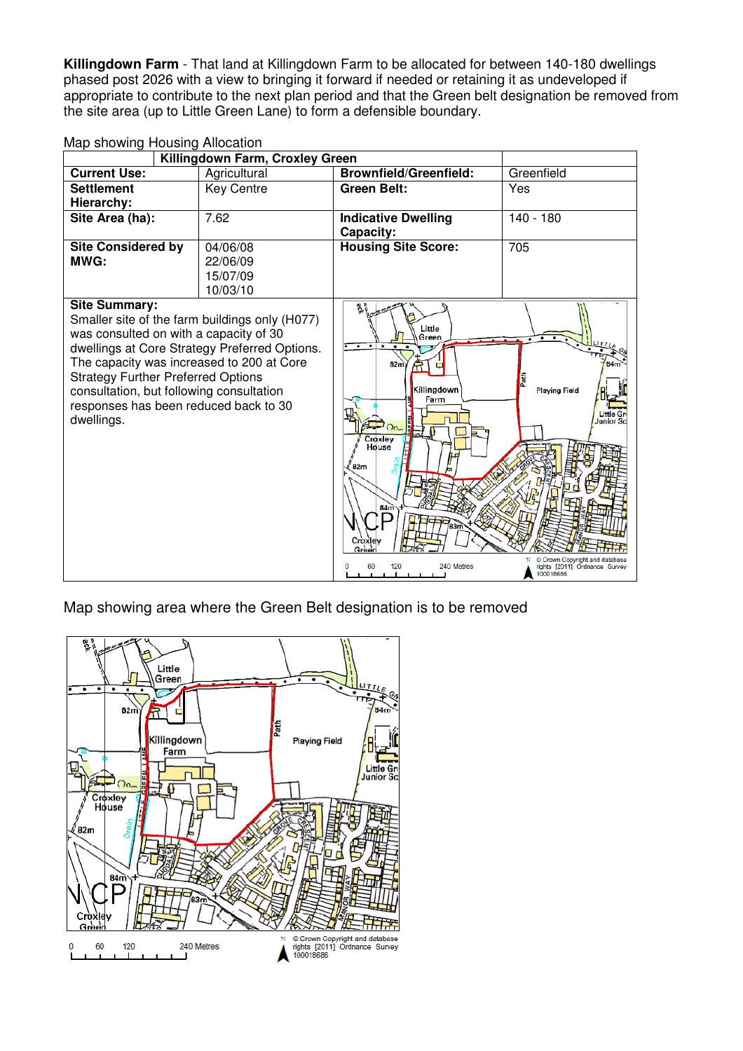**Killingdown Farm** - That land at Killingdown Farm to be allocated for between 140-180 dwellings phased post 2026 with a view to bringing it forward if needed or retaining it as undeveloped if appropriate to contribute to the next plan period and that the Green belt designation be removed from the site area (up to Little Green Lane) to form a defensible boundary.

Map showing Housing Allocation

| | **Killingdown Farm, Croxley Green** | | |
|---|---|---|---|
| **Current Use:** | Agricultural | **Brownfield/Greenfield:** | Greenfield |
| **Settlement Hierarchy:** | Key Centre | **Green Belt:** | Yes |
| **Site Area (ha):** | 7.62 | **Indicative Dwelling Capacity:** | 140 - 180 |
| **Site Considered by MWG:** | 04/06/08<br>22/06/09<br>15/07/09<br>10/03/10 | **Housing Site Score:** | 705 |
| **Site Summary:**<br>Smaller site of the farm buildings only (H077) was consulted on with a capacity of 30 dwellings at Core Strategy Preferred Options. The capacity was increased to 200 at Core Strategy Further Preferred Options consultation, but following consultation responses has been reduced back to 30 dwellings. | | | |

Map showing area where the Green Belt designation is to be removed